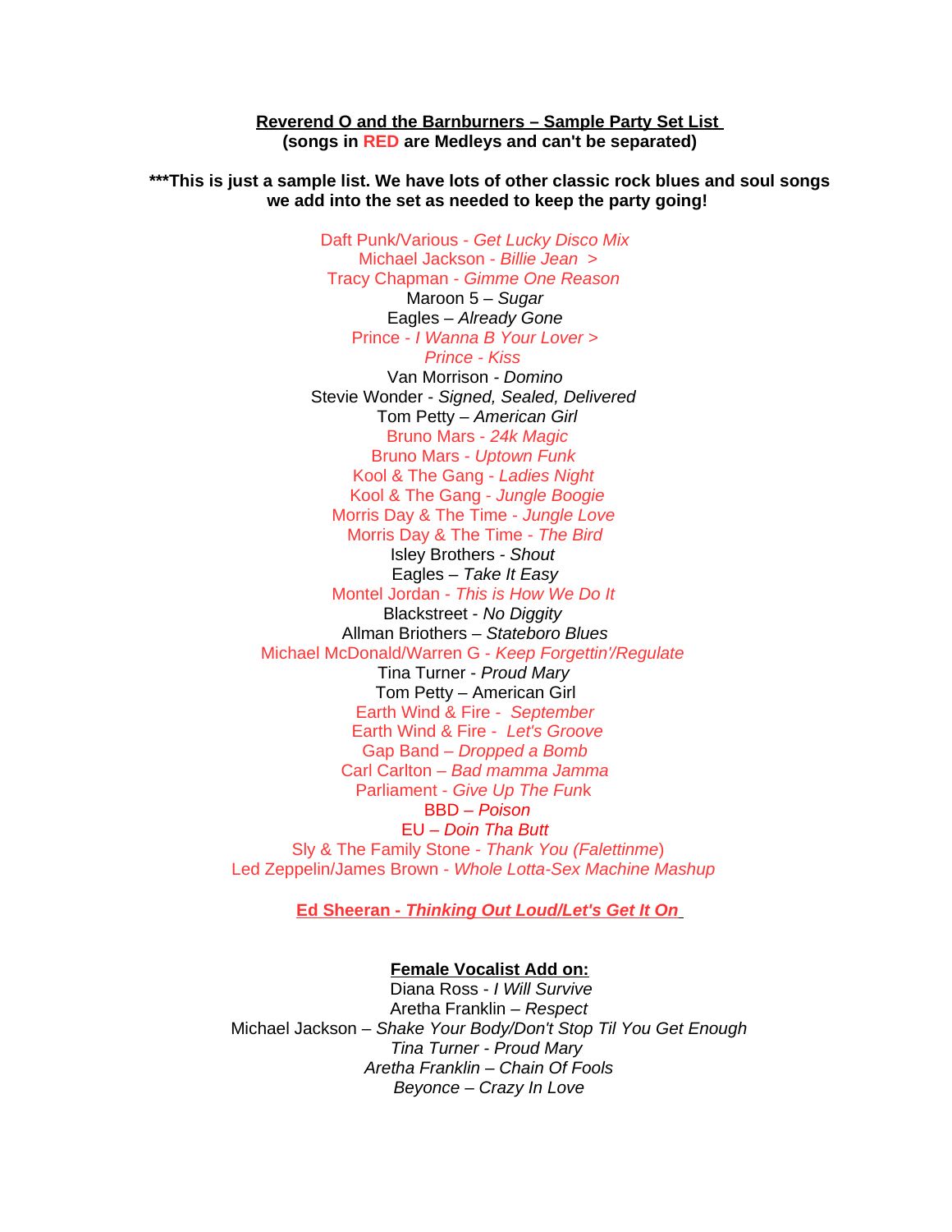**Reverend O and the Barnburners – Sample Party Set List**
**(songs in RED are Medleys and can't be separated)**

**\*\*\*This is just a sample list. We have lots of other classic rock blues and soul songs we add into the set as needed to keep the party going!**

Daft Punk/Various - *Get Lucky Disco Mix*
Michael Jackson - *Billie Jean >*
Tracy Chapman - *Gimme One Reason*
Maroon 5 – *Sugar*
Eagles – *Already Gone*
Prince - *I Wanna B Your Lover >*
*Prince - Kiss*
Van Morrison - *Domino*
Stevie Wonder - *Signed, Sealed, Delivered*
Tom Petty – *American Girl*
Bruno Mars - *24k Magic*
Bruno Mars - *Uptown Funk*
Kool & The Gang - *Ladies Night*
Kool & The Gang - *Jungle Boogie*
Morris Day & The Time - *Jungle Love*
Morris Day & The Time - *The Bird*
Isley Brothers - *Shout*
Eagles – *Take It Easy*
Montel Jordan - *This is How We Do It*
Blackstreet - *No Diggity*
Allman Briothers – *Stateboro Blues*
Michael McDonald/Warren G - *Keep Forgettin'/Regulate*
Tina Turner - *Proud Mary*
Tom Petty – American Girl
Earth Wind & Fire - *September*
Earth Wind & Fire - *Let's Groove*
Gap Band – *Dropped a Bomb*
Carl Carlton – *Bad mamma Jamma*
Parliament - *Give Up The Funk*
BBD – *Poison*
EU – *Doin Tha Butt*
Sly & The Family Stone - *Thank You (Falettinme)*
Led Zeppelin/James Brown - *Whole Lotta-Sex Machine Mashup*

**Ed Sheeran - *Thinking Out Loud/Let's Get It On***

**Female Vocalist Add on:**
Diana Ross - *I Will Survive*
Aretha Franklin – *Respect*
Michael Jackson – *Shake Your Body/Don't Stop Til You Get Enough*
*Tina Turner - Proud Mary*
*Aretha Franklin – Chain Of Fools*
*Beyonce – Crazy In Love*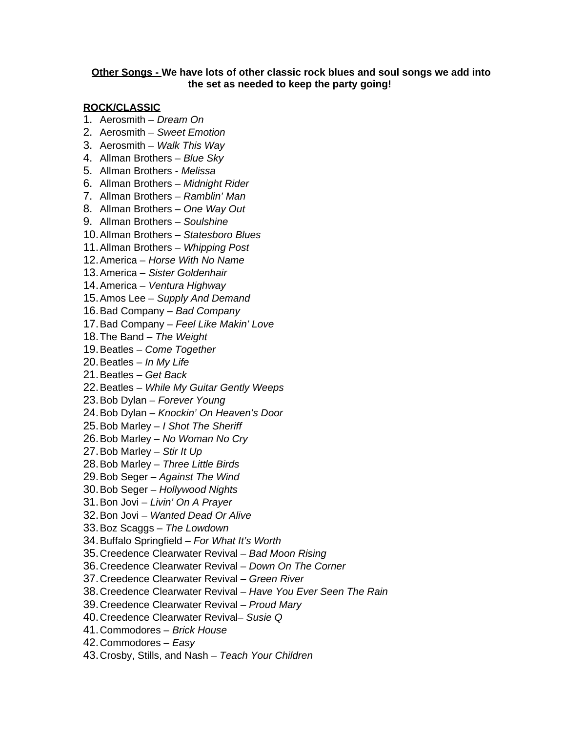**<u>Other Songs -</u> We have lots of other classic rock blues and soul songs we add into the set as needed to keep the party going!**

**<u>ROCK/CLASSIC</u>**

1. Aerosmith – *Dream On*
2. Aerosmith – *Sweet Emotion*
3. Aerosmith – *Walk This Way*
4. Allman Brothers – *Blue Sky*
5. Allman Brothers - *Melissa*
6. Allman Brothers – *Midnight Rider*
7. Allman Brothers – *Ramblin' Man*
8. Allman Brothers – *One Way Out*
9. Allman Brothers – *Soulshine*
10. Allman Brothers – *Statesboro Blues*
11. Allman Brothers – *Whipping Post*
12. America – *Horse With No Name*
13. America – *Sister Goldenhair*
14. America – *Ventura Highway*
15. Amos Lee – *Supply And Demand*
16. Bad Company – *Bad Company*
17. Bad Company – *Feel Like Makin' Love*
18. The Band – *The Weight*
19. Beatles – *Come Together*
20. Beatles – *In My Life*
21. Beatles – *Get Back*
22. Beatles – *While My Guitar Gently Weeps*
23. Bob Dylan – *Forever Young*
24. Bob Dylan – *Knockin' On Heaven's Door*
25. Bob Marley – *I Shot The Sheriff*
26. Bob Marley – *No Woman No Cry*
27. Bob Marley – *Stir It Up*
28. Bob Marley – *Three Little Birds*
29. Bob Seger – *Against The Wind*
30. Bob Seger – *Hollywood Nights*
31. Bon Jovi – *Livin' On A Prayer*
32. Bon Jovi – *Wanted Dead Or Alive*
33. Boz Scaggs – *The Lowdown*
34. Buffalo Springfield – *For What It's Worth*
35. Creedence Clearwater Revival – *Bad Moon Rising*
36. Creedence Clearwater Revival – *Down On The Corner*
37. Creedence Clearwater Revival – *Green River*
38. Creedence Clearwater Revival – *Have You Ever Seen The Rain*
39. Creedence Clearwater Revival – *Proud Mary*
40. Creedence Clearwater Revival– *Susie Q*
41. Commodores – *Brick House*
42. Commodores – *Easy*
43. Crosby, Stills, and Nash – *Teach Your Children*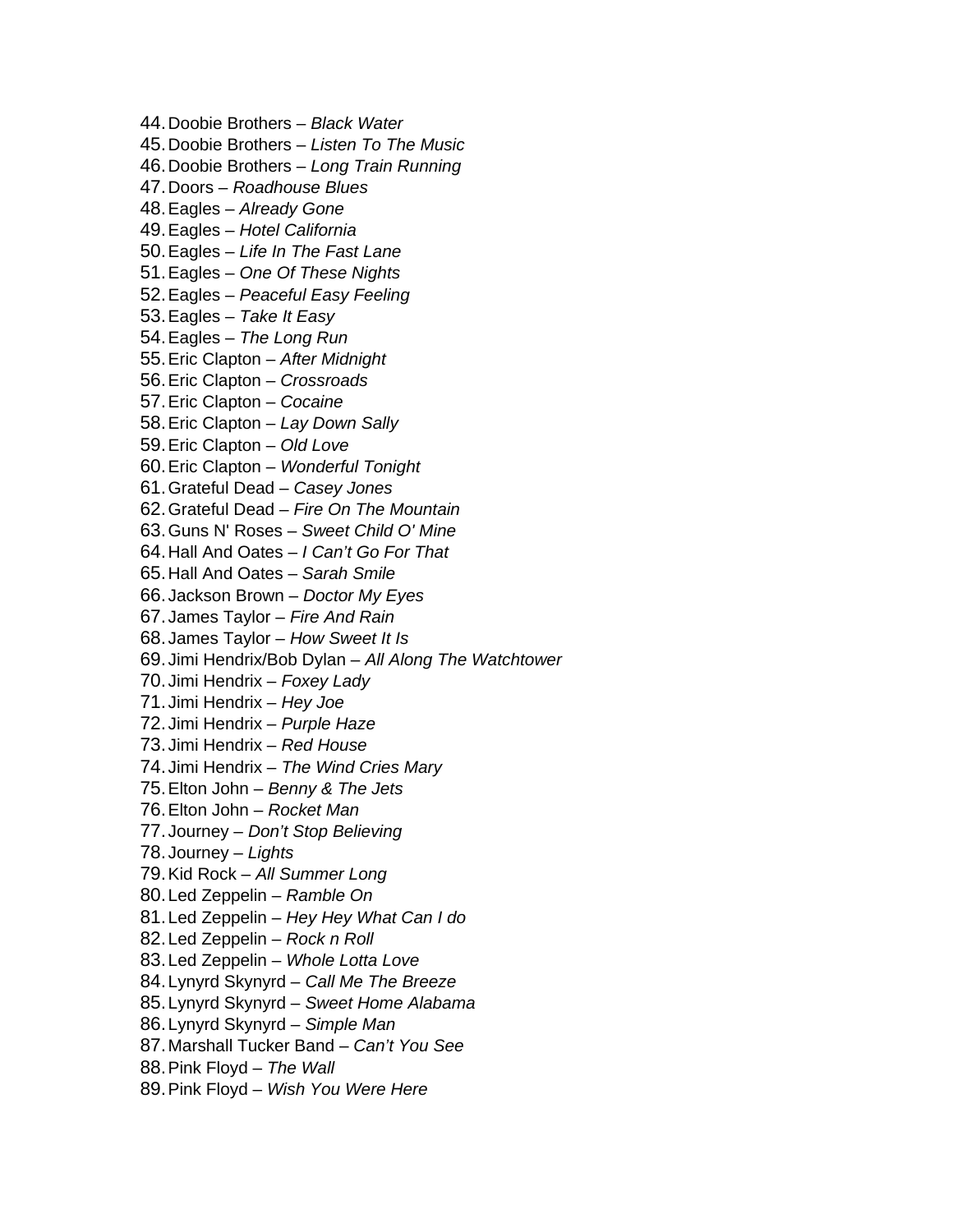44. Doobie Brothers – *Black Water*
45. Doobie Brothers – *Listen To The Music*
46. Doobie Brothers – *Long Train Running*
47. Doors – *Roadhouse Blues*
48. Eagles – *Already Gone*
49. Eagles – *Hotel California*
50. Eagles – *Life In The Fast Lane*
51. Eagles – *One Of These Nights*
52. Eagles – *Peaceful Easy Feeling*
53. Eagles – *Take It Easy*
54. Eagles – *The Long Run*
55. Eric Clapton – *After Midnight*
56. Eric Clapton – *Crossroads*
57. Eric Clapton – *Cocaine*
58. Eric Clapton – *Lay Down Sally*
59. Eric Clapton – *Old Love*
60. Eric Clapton – *Wonderful Tonight*
61. Grateful Dead – *Casey Jones*
62. Grateful Dead – *Fire On The Mountain*
63. Guns N' Roses – *Sweet Child O' Mine*
64. Hall And Oates – *I Can't Go For That*
65. Hall And Oates – *Sarah Smile*
66. Jackson Brown – *Doctor My Eyes*
67. James Taylor – *Fire And Rain*
68. James Taylor – *How Sweet It Is*
69. Jimi Hendrix/Bob Dylan – *All Along The Watchtower*
70. Jimi Hendrix – *Foxey Lady*
71. Jimi Hendrix – *Hey Joe*
72. Jimi Hendrix – *Purple Haze*
73. Jimi Hendrix – *Red House*
74. Jimi Hendrix – *The Wind Cries Mary*
75. Elton John – *Benny & The Jets*
76. Elton John – *Rocket Man*
77. Journey – *Don't Stop Believing*
78. Journey – *Lights*
79. Kid Rock – *All Summer Long*
80. Led Zeppelin – *Ramble On*
81. Led Zeppelin – *Hey Hey What Can I do*
82. Led Zeppelin – *Rock n Roll*
83. Led Zeppelin – *Whole Lotta Love*
84. Lynyrd Skynyrd – *Call Me The Breeze*
85. Lynyrd Skynyrd – *Sweet Home Alabama*
86. Lynyrd Skynyrd – *Simple Man*
87. Marshall Tucker Band – *Can't You See*
88. Pink Floyd – *The Wall*
89. Pink Floyd – *Wish You Were Here*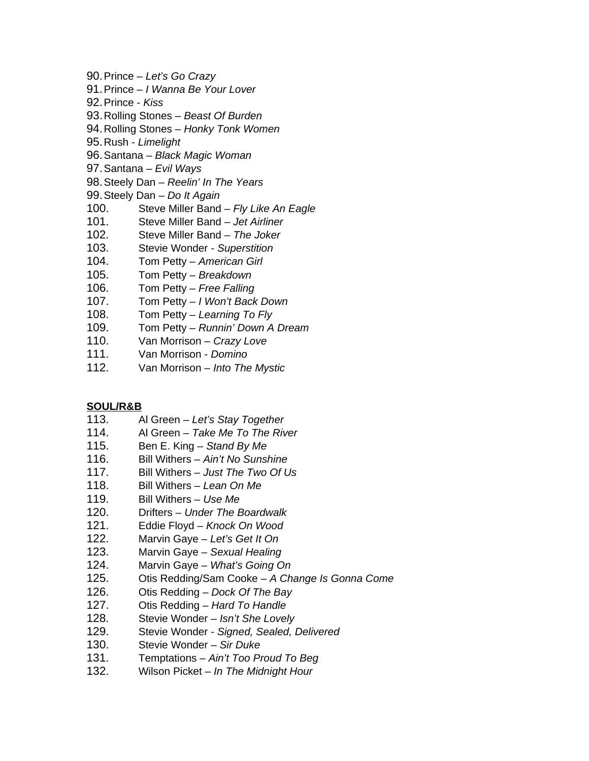90. Prince – *Let's Go Crazy*
91. Prince – *I Wanna Be Your Lover*
92. Prince - *Kiss*
93. Rolling Stones – *Beast Of Burden*
94. Rolling Stones – *Honky Tonk Women*
95. Rush - *Limelight*
96. Santana – *Black Magic Woman*
97. Santana – *Evil Ways*
98. Steely Dan – *Reelin' In The Years*
99. Steely Dan – *Do It Again*
100. Steve Miller Band – *Fly Like An Eagle*
101. Steve Miller Band – *Jet Airliner*
102. Steve Miller Band – *The Joker*
103. Stevie Wonder - *Superstition*
104. Tom Petty – *American Girl*
105. Tom Petty – *Breakdown*
106. Tom Petty – *Free Falling*
107. Tom Petty – *I Won't Back Down*
108. Tom Petty – *Learning To Fly*
109. Tom Petty – *Runnin' Down A Dream*
110. Van Morrison – *Crazy Love*
111. Van Morrison - *Domino*
112. Van Morrison – *Into The Mystic*

**SOUL/R&B**

113. Al Green – *Let's Stay Together*
114. Al Green – *Take Me To The River*
115. Ben E. King – *Stand By Me*
116. Bill Withers – *Ain't No Sunshine*
117. Bill Withers – *Just The Two Of Us*
118. Bill Withers – *Lean On Me*
119. Bill Withers – *Use Me*
120. Drifters – *Under The Boardwalk*
121. Eddie Floyd – *Knock On Wood*
122. Marvin Gaye – *Let's Get It On*
123. Marvin Gaye – *Sexual Healing*
124. Marvin Gaye – *What's Going On*
125. Otis Redding/Sam Cooke – *A Change Is Gonna Come*
126. Otis Redding – *Dock Of The Bay*
127. Otis Redding – *Hard To Handle*
128. Stevie Wonder – *Isn't She Lovely*
129. Stevie Wonder - *Signed, Sealed, Delivered*
130. Stevie Wonder – *Sir Duke*
131. Temptations – *Ain't Too Proud To Beg*
132. Wilson Picket – *In The Midnight Hour*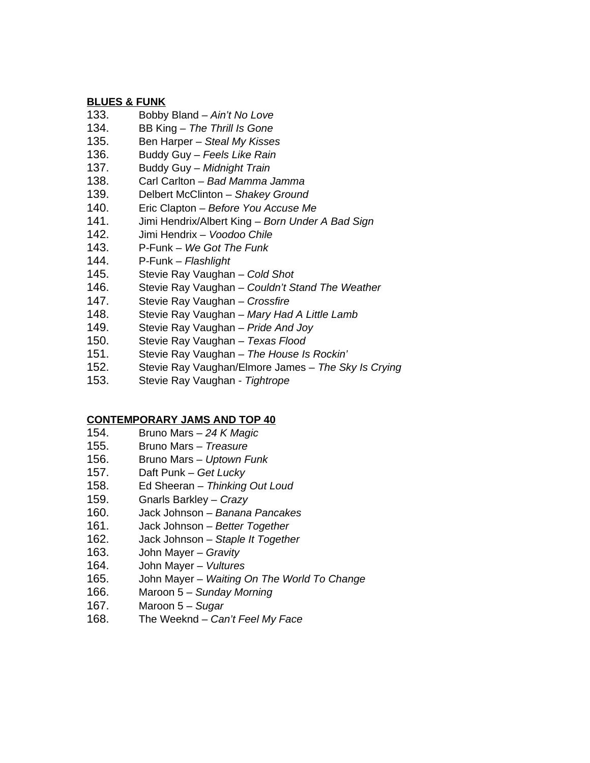**BLUES & FUNK**

133. Bobby Bland – *Ain't No Love*
134. BB King – *The Thrill Is Gone*
135. Ben Harper – *Steal My Kisses*
136. Buddy Guy – *Feels Like Rain*
137. Buddy Guy – *Midnight Train*
138. Carl Carlton – *Bad Mamma Jamma*
139. Delbert McClinton – *Shakey Ground*
140. Eric Clapton – *Before You Accuse Me*
141. Jimi Hendrix/Albert King – *Born Under A Bad Sign*
142. Jimi Hendrix – *Voodoo Chile*
143. P-Funk – *We Got The Funk*
144. P-Funk – *Flashlight*
145. Stevie Ray Vaughan – *Cold Shot*
146. Stevie Ray Vaughan – *Couldn't Stand The Weather*
147. Stevie Ray Vaughan – *Crossfire*
148. Stevie Ray Vaughan – *Mary Had A Little Lamb*
149. Stevie Ray Vaughan – *Pride And Joy*
150. Stevie Ray Vaughan – *Texas Flood*
151. Stevie Ray Vaughan – *The House Is Rockin'*
152. Stevie Ray Vaughan/Elmore James – *The Sky Is Crying*
153. Stevie Ray Vaughan - *Tightrope*

**CONTEMPORARY JAMS AND TOP 40**

154. Bruno Mars – *24 K Magic*
155. Bruno Mars – *Treasure*
156. Bruno Mars – *Uptown Funk*
157. Daft Punk – *Get Lucky*
158. Ed Sheeran – *Thinking Out Loud*
159. Gnarls Barkley – *Crazy*
160. Jack Johnson – *Banana Pancakes*
161. Jack Johnson – *Better Together*
162. Jack Johnson – *Staple It Together*
163. John Mayer – *Gravity*
164. John Mayer – *Vultures*
165. John Mayer – *Waiting On The World To Change*
166. Maroon 5 – *Sunday Morning*
167. Maroon 5 – *Sugar*
168. The Weeknd – *Can't Feel My Face*